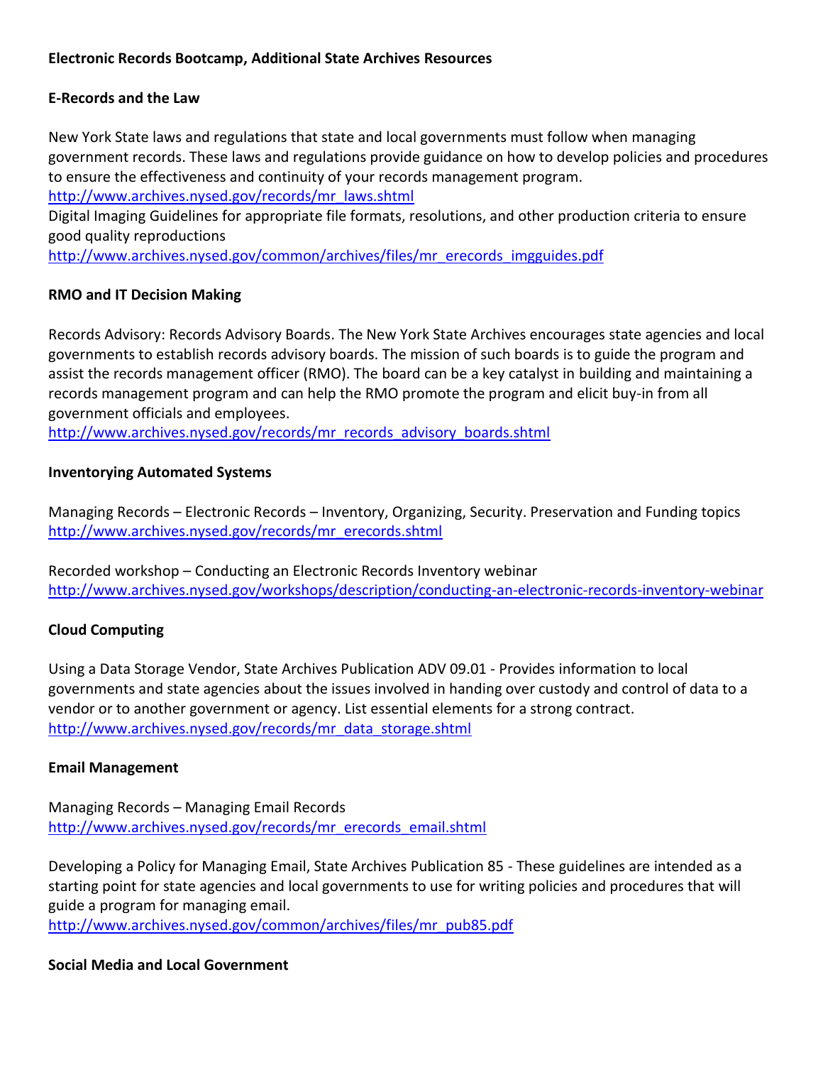**Electronic Records Bootcamp, Additional State Archives Resources**

**E-Records and the Law**

New York State laws and regulations that state and local governments must follow when managing government records. These laws and regulations provide guidance on how to develop policies and procedures to ensure the effectiveness and continuity of your records management program.
http://www.archives.nysed.gov/records/mr_laws.shtml
Digital Imaging Guidelines for appropriate file formats, resolutions, and other production criteria to ensure good quality reproductions
http://www.archives.nysed.gov/common/archives/files/mr_erecords_imgguides.pdf

**RMO and IT Decision Making**

Records Advisory: Records Advisory Boards. The New York State Archives encourages state agencies and local governments to establish records advisory boards. The mission of such boards is to guide the program and assist the records management officer (RMO). The board can be a key catalyst in building and maintaining a records management program and can help the RMO promote the program and elicit buy-in from all government officials and employees.
http://www.archives.nysed.gov/records/mr_records_advisory_boards.shtml

**Inventorying Automated Systems**

Managing Records – Electronic Records – Inventory, Organizing, Security. Preservation and Funding topics
http://www.archives.nysed.gov/records/mr_erecords.shtml

Recorded workshop – Conducting an Electronic Records Inventory webinar
http://www.archives.nysed.gov/workshops/description/conducting-an-electronic-records-inventory-webinar

**Cloud Computing**

Using a Data Storage Vendor, State Archives Publication ADV 09.01 - Provides information to local governments and state agencies about the issues involved in handing over custody and control of data to a vendor or to another government or agency. List essential elements for a strong contract.
http://www.archives.nysed.gov/records/mr_data_storage.shtml

**Email Management**

Managing Records – Managing Email Records
http://www.archives.nysed.gov/records/mr_erecords_email.shtml

Developing a Policy for Managing Email, State Archives Publication 85 - These guidelines are intended as a starting point for state agencies and local governments to use for writing policies and procedures that will guide a program for managing email.
http://www.archives.nysed.gov/common/archives/files/mr_pub85.pdf

**Social Media and Local Government**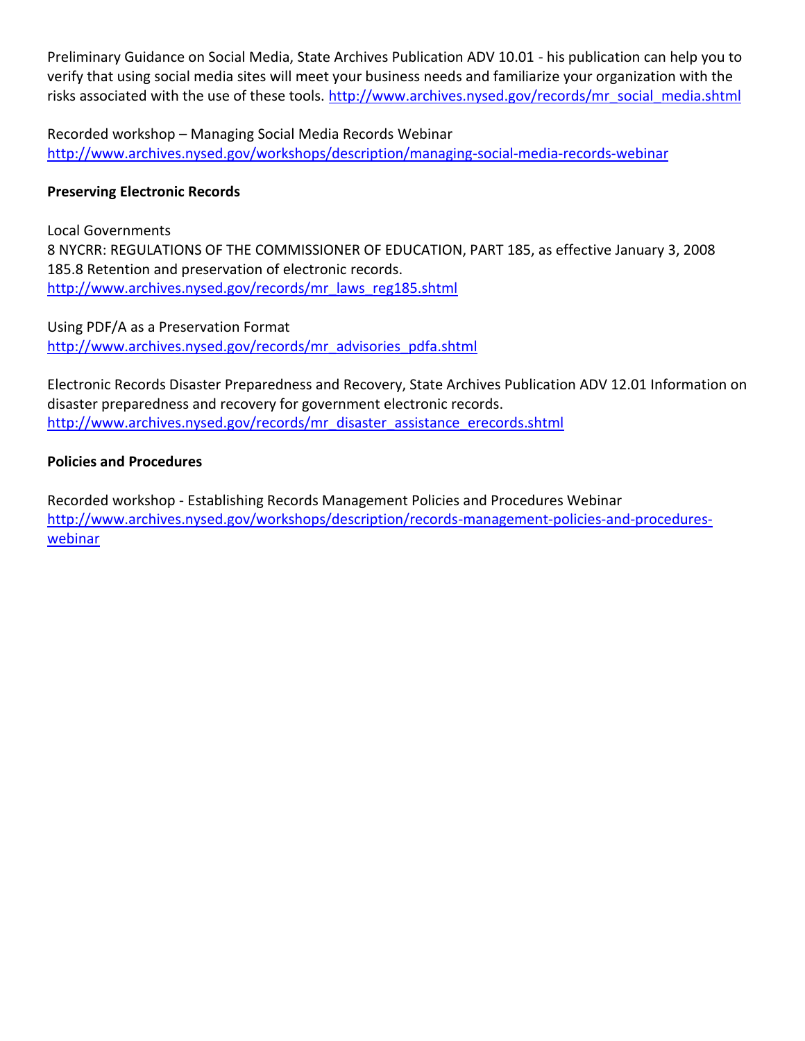Preliminary Guidance on Social Media, State Archives Publication ADV 10.01 - his publication can help you to verify that using social media sites will meet your business needs and familiarize your organization with the risks associated with the use of these tools. http://www.archives.nysed.gov/records/mr_social_media.shtml

Recorded workshop – Managing Social Media Records Webinar
http://www.archives.nysed.gov/workshops/description/managing-social-media-records-webinar

**Preserving Electronic Records**

Local Governments
8 NYCRR: REGULATIONS OF THE COMMISSIONER OF EDUCATION, PART 185, as effective January 3, 2008
185.8 Retention and preservation of electronic records.
http://www.archives.nysed.gov/records/mr_laws_reg185.shtml

Using PDF/A as a Preservation Format
http://www.archives.nysed.gov/records/mr_advisories_pdfa.shtml

Electronic Records Disaster Preparedness and Recovery, State Archives Publication ADV 12.01 Information on disaster preparedness and recovery for government electronic records.
http://www.archives.nysed.gov/records/mr_disaster_assistance_erecords.shtml

**Policies and Procedures**

Recorded workshop - Establishing Records Management Policies and Procedures Webinar
http://www.archives.nysed.gov/workshops/description/records-management-policies-and-procedures-webinar